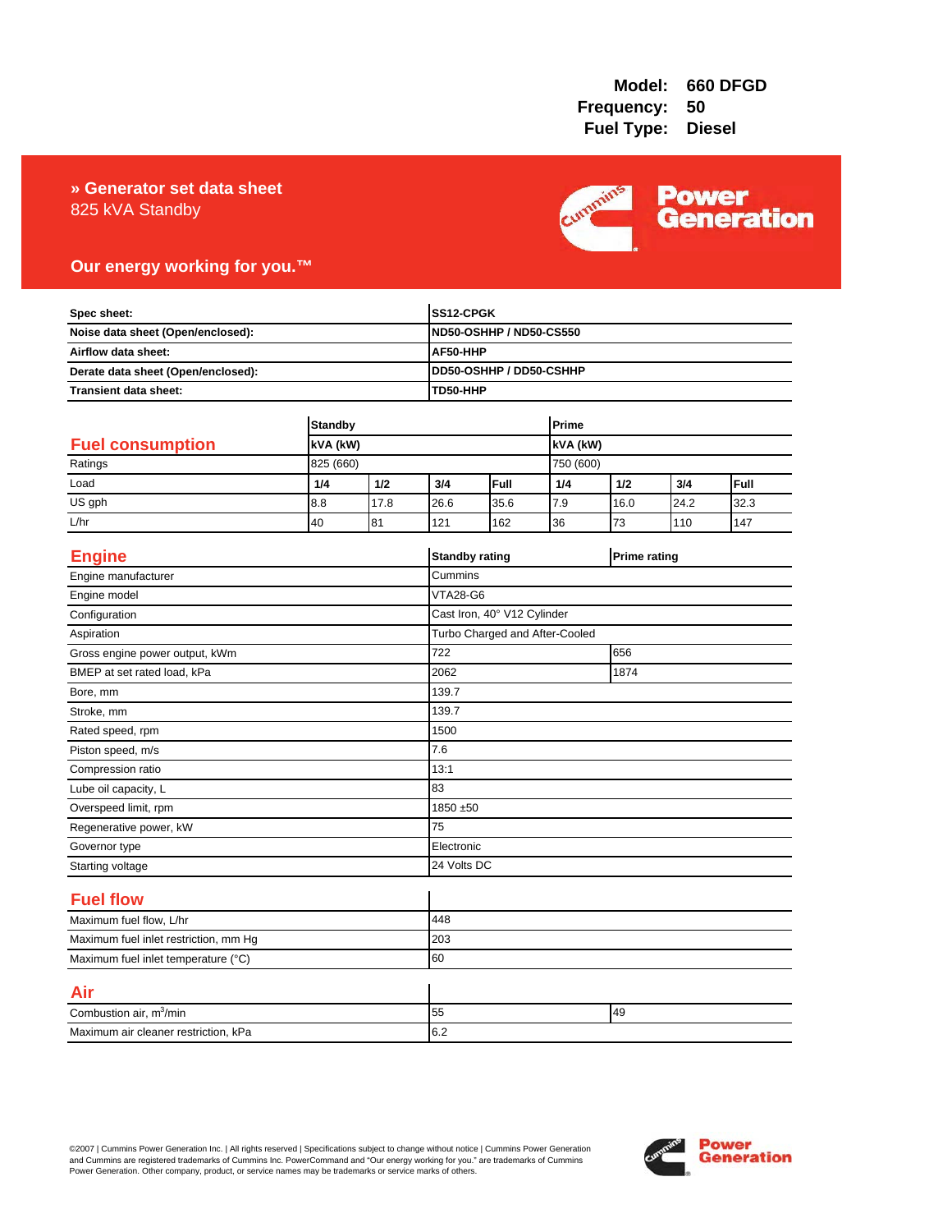**Model:** 660 DFGD
**Frequency:** 50
**Fuel Type:** Diesel

# » Generator set data sheet

825 kVA Standby

**Our energy working for you.™**

| | |
|---|---|
| **Spec sheet:** | **SS12-CPGK** |
| **Noise data sheet (Open/enclosed):** | **ND50-OSHHP / ND50-CS550** |
| **Airflow data sheet:** | **AF50-HHP** |
| **Derate data sheet (Open/enclosed):** | **DD50-OSHHP / DD50-CSHHP** |
| **Transient data sheet:** | **TD50-HHP** |

## Fuel consumption

| | **Standby** | | | | **Prime** | | | |
|---|---|---|---|---|---|---|---|---|
| | **kVA (kW)** | | | | **kVA (kW)** | | | |
| Ratings | 825 (660) | | | | 750 (600) | | | |
| Load | **1/4** | **1/2** | **3/4** | **Full** | **1/4** | **1/2** | **3/4** | **Full** |
| US gph | 8.8 | 17.8 | 26.6 | 35.6 | 7.9 | 16.0 | 24.2 | 32.3 |
| L/hr | 40 | 81 | 121 | 162 | 36 | 73 | 110 | 147 |

## Engine

| | **Standby rating** | **Prime rating** |
|---|---|---|
| Engine manufacturer | Cummins | |
| Engine model | VTA28-G6 | |
| Configuration | Cast Iron, 40° V12 Cylinder | |
| Aspiration | Turbo Charged and After-Cooled | |
| Gross engine power output, kWm | 722 | 656 |
| BMEP at set rated load, kPa | 2062 | 1874 |
| Bore, mm | 139.7 | |
| Stroke, mm | 139.7 | |
| Rated speed, rpm | 1500 | |
| Piston speed, m/s | 7.6 | |
| Compression ratio | 13:1 | |
| Lube oil capacity, L | 83 | |
| Overspeed limit, rpm | 1850 ±50 | |
| Regenerative power, kW | 75 | |
| Governor type | Electronic | |
| Starting voltage | 24 Volts DC | |

## Fuel flow

| | |
|---|---|
| Maximum fuel flow, L/hr | 448 |
| Maximum fuel inlet restriction, mm Hg | 203 |
| Maximum fuel inlet temperature (°C) | 60 |

## Air

| | | |
|---|---|---|
| Combustion air, $m^3$/min | 55 | 49 |
| Maximum air cleaner restriction, kPa | 6.2 | |

©2007 | Cummins Power Generation Inc. | All rights reserved | Specifications subject to change without notice | Cummins Power Generation and Cummins are registered trademarks of Cummins Inc. PowerCommand and "Our energy working for you." are trademarks of Cummins Power Generation. Other company, product, or service names may be trademarks or service marks of others.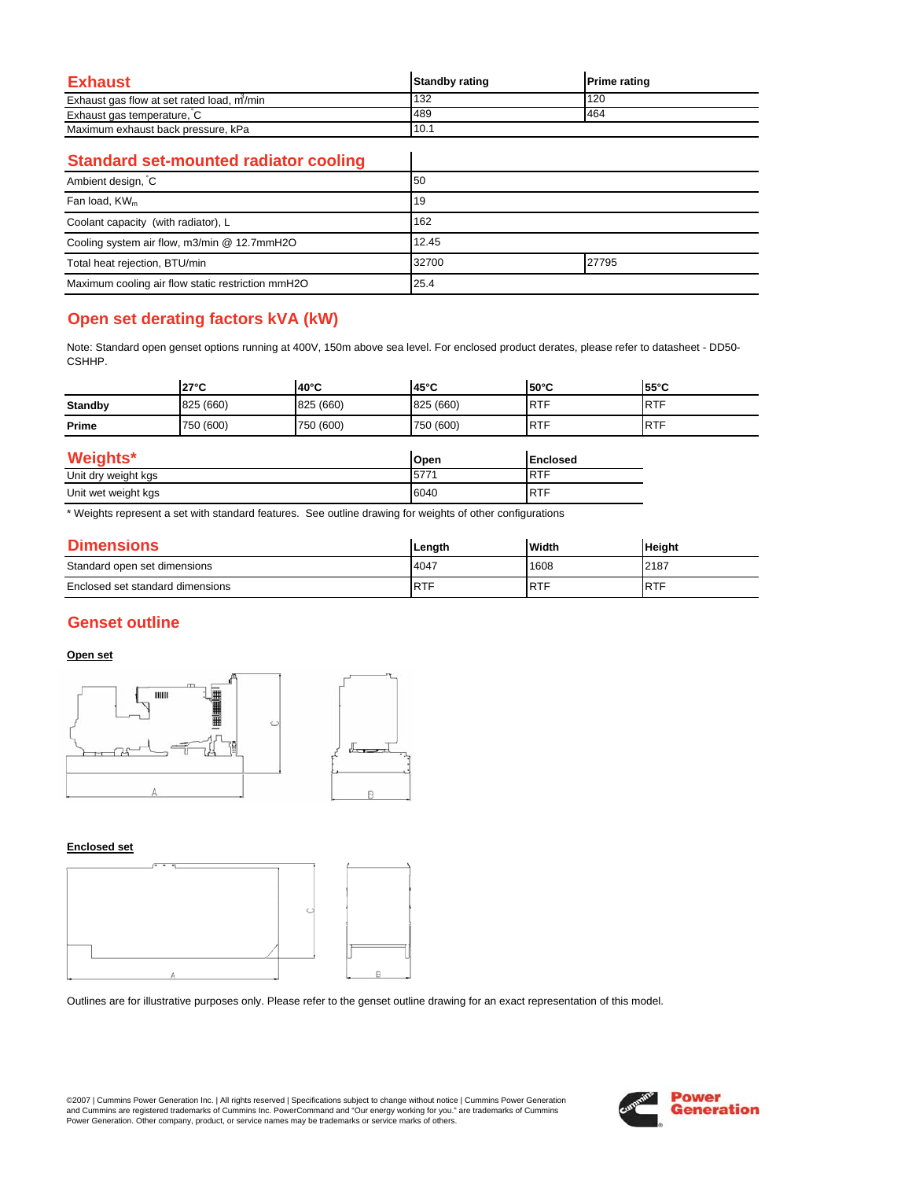## Exhaust

| Exhaust | Standby rating | Prime rating |
|---|---|---|
| Exhaust gas flow at set rated load, $m^3$/min | 132 | 120 |
| Exhaust gas temperature, °C | 489 | 464 |
| Maximum exhaust back pressure, kPa | 10.1 | |

## Standard set-mounted radiator cooling

| Standard set-mounted radiator cooling | | |
|---|---|---|
| Ambient design, °C | 50 | |
| Fan load, $KW_m$ | 19 | |
| Coolant capacity (with radiator), L | 162 | |
| Cooling system air flow, m3/min @ 12.7mmH2O | 12.45 | |
| Total heat rejection, BTU/min | 32700 | 27795 |
| Maximum cooling air flow static restriction mmH2O | 25.4 | |

## Open set derating factors kVA (kW)

Note: Standard open genset options running at 400V, 150m above sea level. For enclosed product derates, please refer to datasheet - DD50-CSHHP.

| | 27°C | 40°C | 45°C | 50°C | 55°C |
|---|---|---|---|---|---|
| **Standby** | 825 (660) | 825 (660) | 825 (660) | RTF | RTF |
| **Prime** | 750 (600) | 750 (600) | 750 (600) | RTF | RTF |

## Weights*

| Weights* | Open | Enclosed |
|---|---|---|
| Unit dry weight kgs | 5771 | RTF |
| Unit wet weight kgs | 6040 | RTF |

* Weights represent a set with standard features. See outline drawing for weights of other configurations

## Dimensions

| Dimensions | Length | Width | Height |
|---|---|---|---|
| Standard open set dimensions | 4047 | 1608 | 2187 |
| Enclosed set standard dimensions | RTF | RTF | RTF |

## Genset outline

**Open set**

**Enclosed set**

Outlines are for illustrative purposes only. Please refer to the genset outline drawing for an exact representation of this model.

©2007 | Cummins Power Generation Inc. | All rights reserved | Specifications subject to change without notice | Cummins Power Generation and Cummins are registered trademarks of Cummins Inc. PowerCommand and "Our energy working for you." are trademarks of Cummins Power Generation. Other company, product, or service names may be trademarks or service marks of others.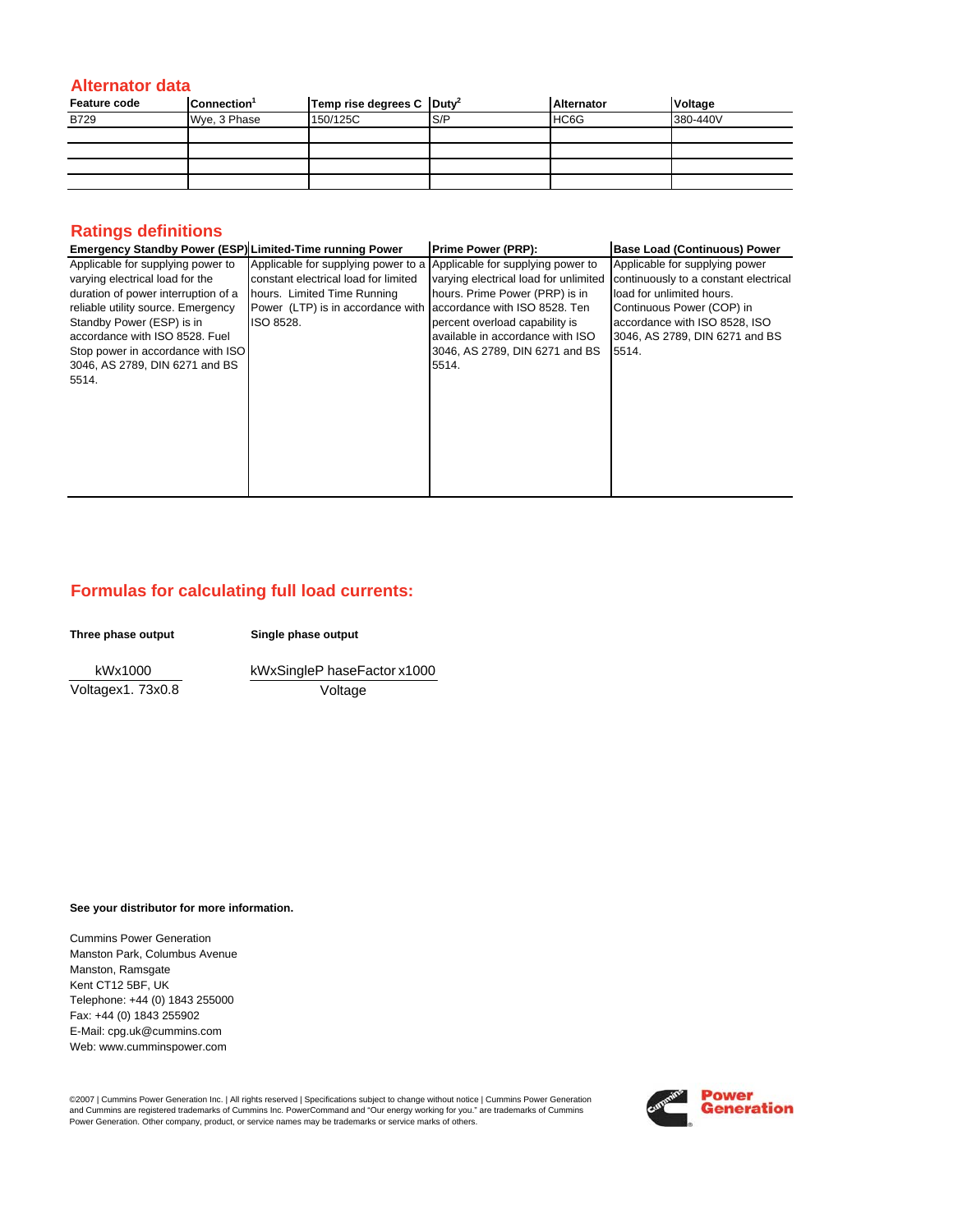## Alternator data

| Feature code | Connection[1] | Temp rise degrees C | Duty[2] | Alternator | Voltage |
|---|---|---|---|---|---|
| B729 | Wye, 3 Phase | 150/125C | S/P | HC6G | 380-440V |
| | | | | | |
| | | | | | |
| | | | | | |
| | | | | | |

## Ratings definitions

| Emergency Standby Power (ESP) | Limited-Time running Power | Prime Power (PRP): | Base Load (Continuous) Power |
|---|---|---|---|
| Applicable for supplying power to varying electrical load for the duration of power interruption of a reliable utility source. Emergency Standby Power (ESP) is in accordance with ISO 8528. Fuel Stop power in accordance with ISO 3046, AS 2789, DIN 6271 and BS 5514. | Applicable for supplying power to a constant electrical load for limited hours. Limited Time Running Power (LTP) is in accordance with ISO 8528. | Applicable for supplying power to varying electrical load for unlimited hours. Prime Power (PRP) is in accordance with ISO 8528. Ten percent overload capability is available in accordance with ISO 3046, AS 2789, DIN 6271 and BS 5514. | Applicable for supplying power continuously to a constant electrical load for unlimited hours. Continuous Power (COP) in accordance with ISO 8528, ISO 3046, AS 2789, DIN 6271 and BS 5514. |

## Formulas for calculating full load currents:

**Three phase output**

$$\frac{kW \times 1000}{Voltage \times 1.73 \times 0.8}$$

**Single phase output**

$$\frac{kW \times SinglePhaseFactor \times 1000}{Voltage}$$

**See your distributor for more information.**

Cummins Power Generation
Manston Park, Columbus Avenue
Manston, Ramsgate
Kent CT12 5BF, UK
Telephone: +44 (0) 1843 255000
Fax: +44 (0) 1843 255902
E-Mail: cpg.uk@cummins.com
Web: www.cumminspower.com

©2007 | Cummins Power Generation Inc. | All rights reserved | Specifications subject to change without notice | Cummins Power Generation and Cummins are registered trademarks of Cummins Inc. PowerCommand and "Our energy working for you." are trademarks of Cummins Power Generation. Other company, product, or service names may be trademarks or service marks of others.

Power Generation